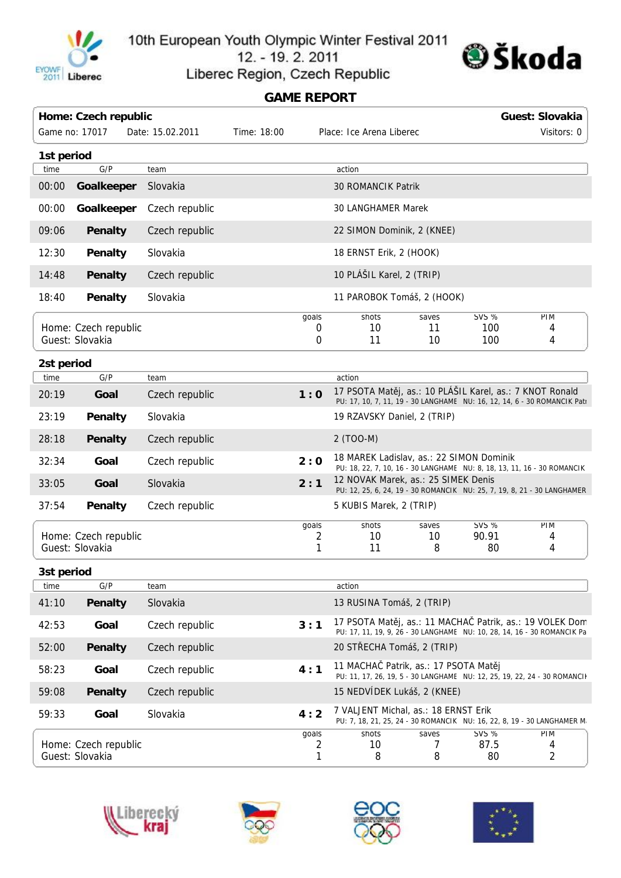10th European Youth Olympic Winter Festival 2011
12. - 19. 2. 2011
Liberec Region, Czech Republic

## GAME REPORT

**Home: Czech republic** | **Guest: Slovakia**

Game no: 17017 Date: 15.02.2011 Time: 18:00 Place: Ice Arena Liberec Visitors: 0

### 1st period

| time | G/P | team | | action |
|---|---|---|---|---|
| 00:00 | **Goalkeeper** | Slovakia | | 30 ROMANCIK Patrik |
| 00:00 | **Goalkeeper** | Czech republic | | 30 LANGHAMER Marek |
| 09:06 | **Penalty** | Czech republic | | 22 SIMON Dominik, 2 (KNEE) |
| 12:30 | **Penalty** | Slovakia | | 18 ERNST Erik, 2 (HOOK) |
| 14:48 | **Penalty** | Czech republic | | 10 PLÁŠIL Karel, 2 (TRIP) |
| 18:40 | **Penalty** | Slovakia | | 11 PAROBOK Tomáš, 2 (HOOK) |

| | goals | shots | saves | SVS % | PIM |
|---|---|---|---|---|---|
| Home: Czech republic | 0 | 10 | 11 | 100 | 4 |
| Guest: Slovakia | 0 | 11 | 10 | 100 | 4 |

### 2st period

| time | G/P | team | | action |
|---|---|---|---|---|
| 20:19 | **Goal** | Czech republic | **1 : 0** | 17 PSOTA Matěj, as.: 10 PLÁŠIL Karel, as.: 7 KNOT Ronald<br>PU: 17, 10, 7, 11, 19 - 30 LANGHAME NU: 16, 12, 14, 6 - 30 ROMANCIK Patr |
| 23:19 | **Penalty** | Slovakia | | 19 RZAVSKY Daniel, 2 (TRIP) |
| 28:18 | **Penalty** | Czech republic | | 2 (TOO-M) |
| 32:34 | **Goal** | Czech republic | **2 : 0** | 18 MAREK Ladislav, as.: 22 SIMON Dominik<br>PU: 18, 22, 7, 10, 16 - 30 LANGHAME NU: 8, 18, 13, 11, 16 - 30 ROMANCIK |
| 33:05 | **Goal** | Slovakia | **2 : 1** | 12 NOVAK Marek, as.: 25 SIMEK Denis<br>PU: 12, 25, 6, 24, 19 - 30 ROMANCIK NU: 25, 7, 19, 8, 21 - 30 LANGHAMER |
| 37:54 | **Penalty** | Czech republic | | 5 KUBIS Marek, 2 (TRIP) |

| | goals | shots | saves | SVS % | PIM |
|---|---|---|---|---|---|
| Home: Czech republic | 2 | 10 | 10 | 90.91 | 4 |
| Guest: Slovakia | 1 | 11 | 8 | 80 | 4 |

### 3st period

| time | G/P | team | | action |
|---|---|---|---|---|
| 41:10 | **Penalty** | Slovakia | | 13 RUSINA Tomáš, 2 (TRIP) |
| 42:53 | **Goal** | Czech republic | **3 : 1** | 17 PSOTA Matěj, as.: 11 MACHAČ Patrik, as.: 19 VOLEK Dom<br>PU: 17, 11, 19, 9, 26 - 30 LANGHAME NU: 10, 28, 14, 16 - 30 ROMANCIK Pa |
| 52:00 | **Penalty** | Czech republic | | 20 STŘECHA Tomáš, 2 (TRIP) |
| 58:23 | **Goal** | Czech republic | **4 : 1** | 11 MACHAČ Patrik, as.: 17 PSOTA Matěj<br>PU: 11, 17, 26, 19, 5 - 30 LANGHAME NU: 12, 25, 19, 22, 24 - 30 ROMANCII |
| 59:08 | **Penalty** | Czech republic | | 15 NEDVÍDEK Lukáš, 2 (KNEE) |
| 59:33 | **Goal** | Slovakia | **4 : 2** | 7 VALJENT Michal, as.: 18 ERNST Erik<br>PU: 7, 18, 21, 25, 24 - 30 ROMANCIK NU: 16, 22, 8, 19 - 30 LANGHAMER M |

| | goals | shots | saves | SVS % | PIM |
|---|---|---|---|---|---|
| Home: Czech republic | 2 | 10 | 7 | 87.5 | 4 |
| Guest: Slovakia | 1 | 8 | 8 | 80 | 2 |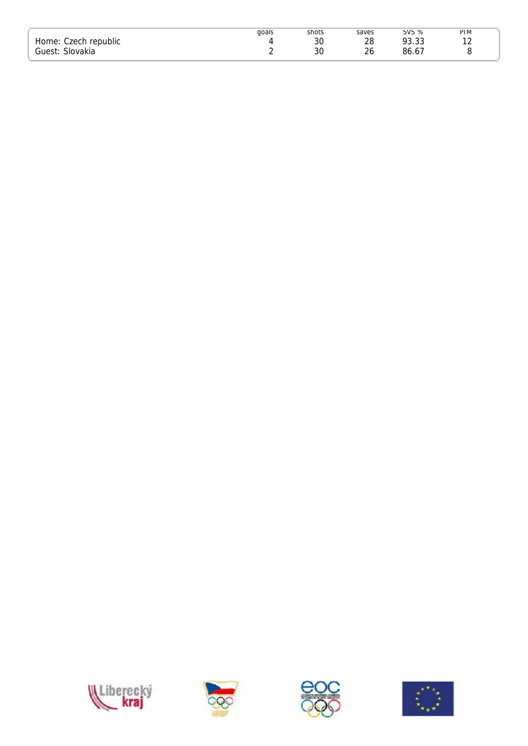| | goals | shots | saves | SVS % | PIM |
|---|---|---|---|---|---|
| Home: Czech republic | 4 | 30 | 28 | 93.33 | 12 |
| Guest: Slovakia | 2 | 30 | 26 | 86.67 | 8 |